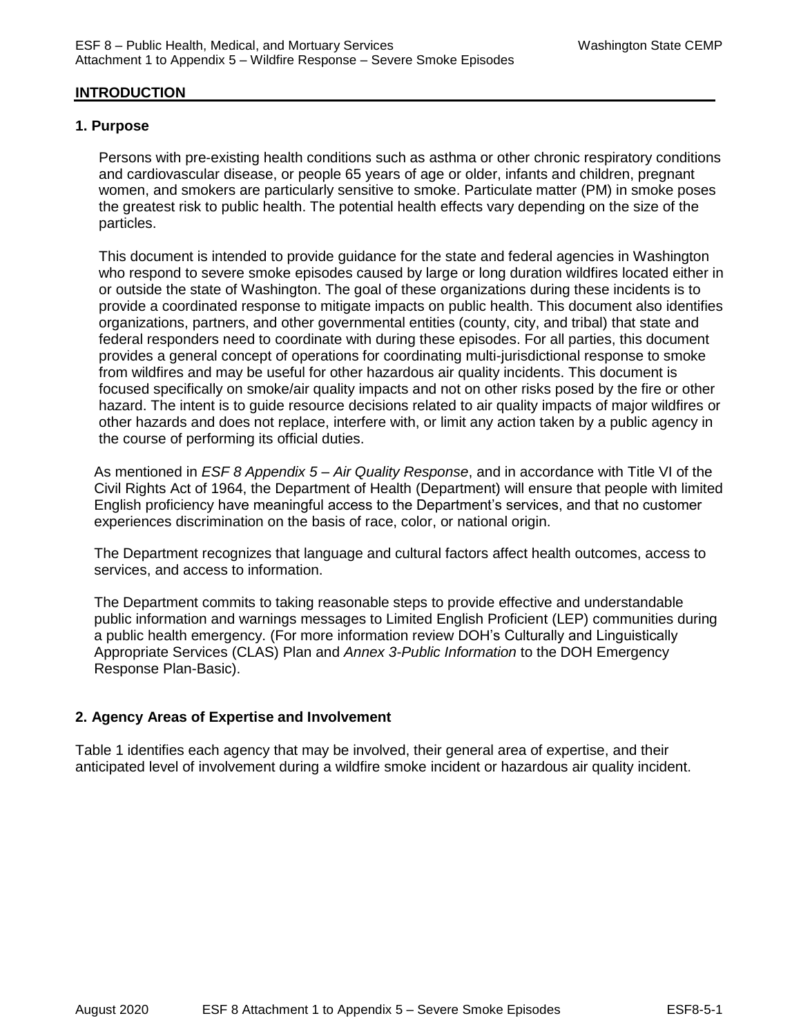## INTRODUCTION

### 1. Purpose

Persons with pre-existing health conditions such as asthma or other chronic respiratory conditions and cardiovascular disease, or people 65 years of age or older, infants and children, pregnant women, and smokers are particularly sensitive to smoke. Particulate matter (PM) in smoke poses the greatest risk to public health. The potential health effects vary depending on the size of the particles.

This document is intended to provide guidance for the state and federal agencies in Washington who respond to severe smoke episodes caused by large or long duration wildfires located either in or outside the state of Washington. The goal of these organizations during these incidents is to provide a coordinated response to mitigate impacts on public health. This document also identifies organizations, partners, and other governmental entities (county, city, and tribal) that state and federal responders need to coordinate with during these episodes. For all parties, this document provides a general concept of operations for coordinating multi-jurisdictional response to smoke from wildfires and may be useful for other hazardous air quality incidents. This document is focused specifically on smoke/air quality impacts and not on other risks posed by the fire or other hazard. The intent is to guide resource decisions related to air quality impacts of major wildfires or other hazards and does not replace, interfere with, or limit any action taken by a public agency in the course of performing its official duties.

As mentioned in *ESF 8 Appendix 5 – Air Quality Response*, and in accordance with Title VI of the Civil Rights Act of 1964, the Department of Health (Department) will ensure that people with limited English proficiency have meaningful access to the Department's services, and that no customer experiences discrimination on the basis of race, color, or national origin.

The Department recognizes that language and cultural factors affect health outcomes, access to services, and access to information.

The Department commits to taking reasonable steps to provide effective and understandable public information and warnings messages to Limited English Proficient (LEP) communities during a public health emergency. (For more information review DOH's Culturally and Linguistically Appropriate Services (CLAS) Plan and *Annex 3-Public Information* to the DOH Emergency Response Plan-Basic).

### 2. Agency Areas of Expertise and Involvement

Table 1 identifies each agency that may be involved, their general area of expertise, and their anticipated level of involvement during a wildfire smoke incident or hazardous air quality incident.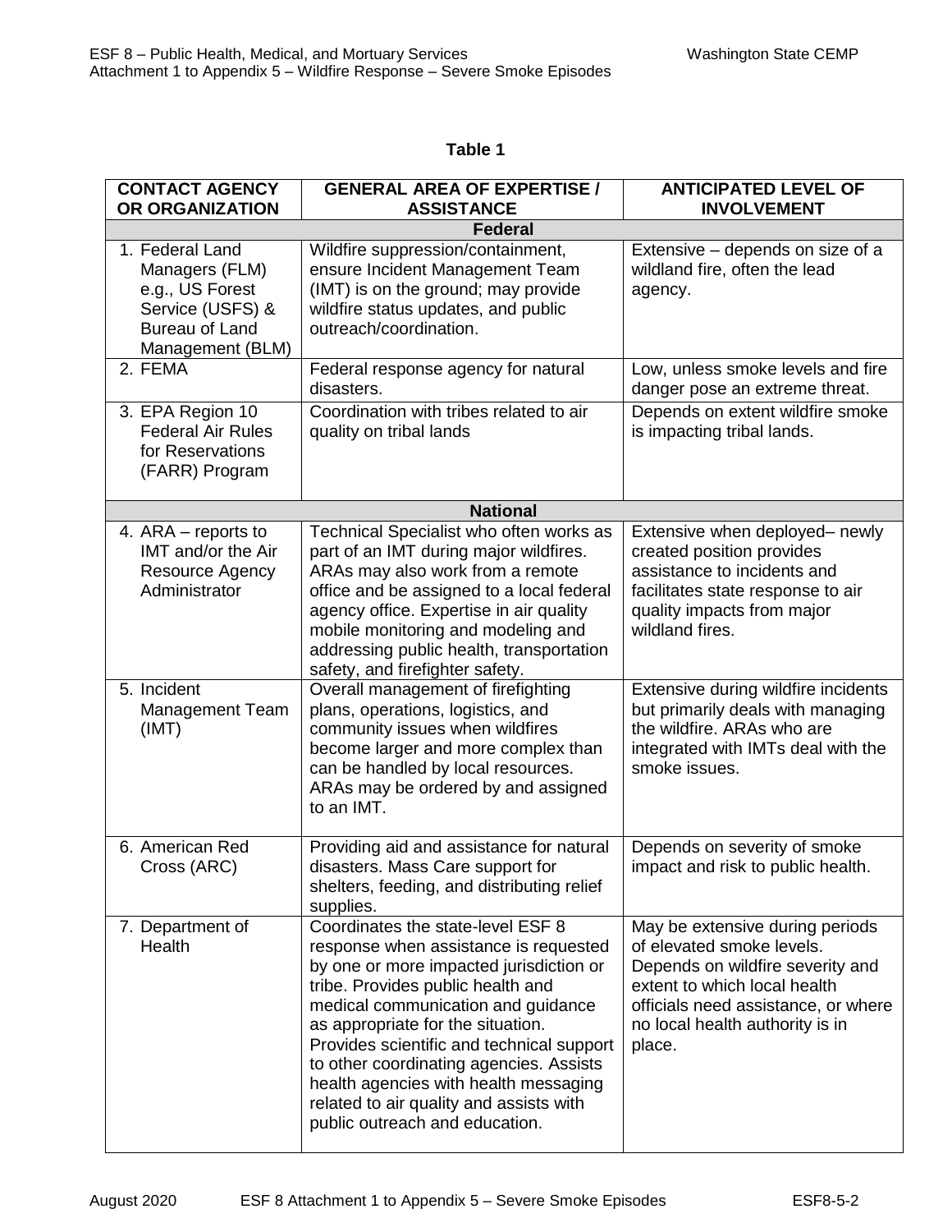**Table 1**

| CONTACT AGENCY OR ORGANIZATION | GENERAL AREA OF EXPERTISE / ASSISTANCE | ANTICIPATED LEVEL OF INVOLVEMENT |
|---|---|---|
| **Federal** | | |
| 1. Federal Land Managers (FLM) e.g., US Forest Service (USFS) & Bureau of Land Management (BLM) | Wildfire suppression/containment, ensure Incident Management Team (IMT) is on the ground; may provide wildfire status updates, and public outreach/coordination. | Extensive – depends on size of a wildland fire, often the lead agency. |
| 2. FEMA | Federal response agency for natural disasters. | Low, unless smoke levels and fire danger pose an extreme threat. |
| 3. EPA Region 10 Federal Air Rules for Reservations (FARR) Program | Coordination with tribes related to air quality on tribal lands | Depends on extent wildfire smoke is impacting tribal lands. |
| **National** | | |
| 4. ARA – reports to IMT and/or the Air Resource Agency Administrator | Technical Specialist who often works as part of an IMT during major wildfires. ARAs may also work from a remote office and be assigned to a local federal agency office. Expertise in air quality mobile monitoring and modeling and addressing public health, transportation safety, and firefighter safety. | Extensive when deployed– newly created position provides assistance to incidents and facilitates state response to air quality impacts from major wildland fires. |
| 5. Incident Management Team (IMT) | Overall management of firefighting plans, operations, logistics, and community issues when wildfires become larger and more complex than can be handled by local resources. ARAs may be ordered by and assigned to an IMT. | Extensive during wildfire incidents but primarily deals with managing the wildfire. ARAs who are integrated with IMTs deal with the smoke issues. |
| 6. American Red Cross (ARC) | Providing aid and assistance for natural disasters. Mass Care support for shelters, feeding, and distributing relief supplies. | Depends on severity of smoke impact and risk to public health. |
| 7. Department of Health | Coordinates the state-level ESF 8 response when assistance is requested by one or more impacted jurisdiction or tribe. Provides public health and medical communication and guidance as appropriate for the situation. Provides scientific and technical support to other coordinating agencies. Assists health agencies with health messaging related to air quality and assists with public outreach and education. | May be extensive during periods of elevated smoke levels. Depends on wildfire severity and extent to which local health officials need assistance, or where no local health authority is in place. |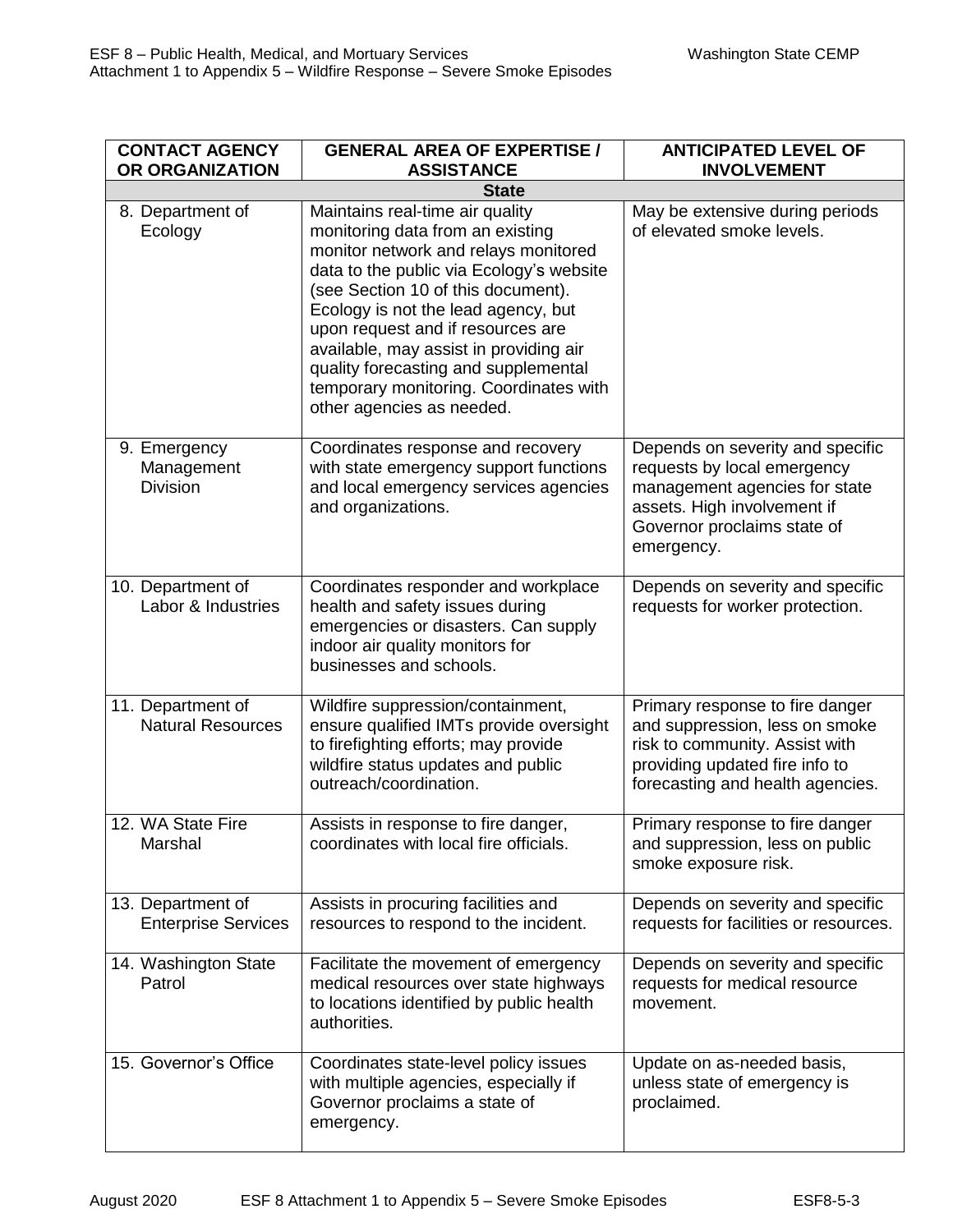| CONTACT AGENCY OR ORGANIZATION | GENERAL AREA OF EXPERTISE / ASSISTANCE | ANTICIPATED LEVEL OF INVOLVEMENT |
|---|---|---|
| **State** | | |
| 8. Department of Ecology | Maintains real-time air quality monitoring data from an existing monitor network and relays monitored data to the public via Ecology's website (see Section 10 of this document). Ecology is not the lead agency, but upon request and if resources are available, may assist in providing air quality forecasting and supplemental temporary monitoring. Coordinates with other agencies as needed. | May be extensive during periods of elevated smoke levels. |
| 9. Emergency Management Division | Coordinates response and recovery with state emergency support functions and local emergency services agencies and organizations. | Depends on severity and specific requests by local emergency management agencies for state assets. High involvement if Governor proclaims state of emergency. |
| 10. Department of Labor & Industries | Coordinates responder and workplace health and safety issues during emergencies or disasters. Can supply indoor air quality monitors for businesses and schools. | Depends on severity and specific requests for worker protection. |
| 11. Department of Natural Resources | Wildfire suppression/containment, ensure qualified IMTs provide oversight to firefighting efforts; may provide wildfire status updates and public outreach/coordination. | Primary response to fire danger and suppression, less on smoke risk to community. Assist with providing updated fire info to forecasting and health agencies. |
| 12. WA State Fire Marshal | Assists in response to fire danger, coordinates with local fire officials. | Primary response to fire danger and suppression, less on public smoke exposure risk. |
| 13. Department of Enterprise Services | Assists in procuring facilities and resources to respond to the incident. | Depends on severity and specific requests for facilities or resources. |
| 14. Washington State Patrol | Facilitate the movement of emergency medical resources over state highways to locations identified by public health authorities. | Depends on severity and specific requests for medical resource movement. |
| 15. Governor's Office | Coordinates state-level policy issues with multiple agencies, especially if Governor proclaims a state of emergency. | Update on as-needed basis, unless state of emergency is proclaimed. |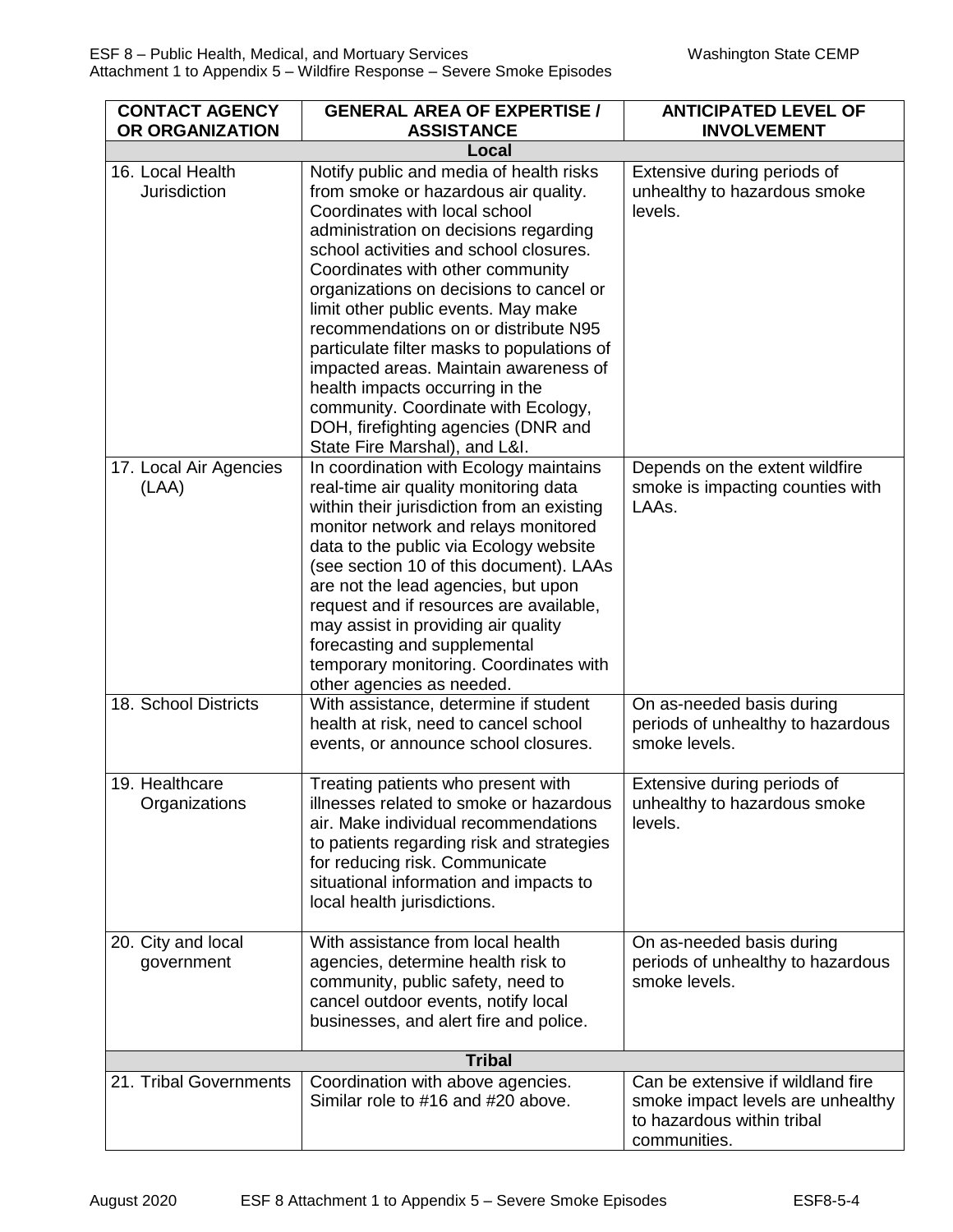| CONTACT AGENCY OR ORGANIZATION | GENERAL AREA OF EXPERTISE / ASSISTANCE | ANTICIPATED LEVEL OF INVOLVEMENT |
|---|---|---|
| **Local** | | |
| 16. Local Health Jurisdiction | Notify public and media of health risks from smoke or hazardous air quality. Coordinates with local school administration on decisions regarding school activities and school closures. Coordinates with other community organizations on decisions to cancel or limit other public events. May make recommendations on or distribute N95 particulate filter masks to populations of impacted areas. Maintain awareness of health impacts occurring in the community. Coordinate with Ecology, DOH, firefighting agencies (DNR and State Fire Marshal), and L&I. | Extensive during periods of unhealthy to hazardous smoke levels. |
| 17. Local Air Agencies (LAA) | In coordination with Ecology maintains real-time air quality monitoring data within their jurisdiction from an existing monitor network and relays monitored data to the public via Ecology website (see section 10 of this document). LAAs are not the lead agencies, but upon request and if resources are available, may assist in providing air quality forecasting and supplemental temporary monitoring. Coordinates with other agencies as needed. | Depends on the extent wildfire smoke is impacting counties with LAAs. |
| 18. School Districts | With assistance, determine if student health at risk, need to cancel school events, or announce school closures. | On as-needed basis during periods of unhealthy to hazardous smoke levels. |
| 19. Healthcare Organizations | Treating patients who present with illnesses related to smoke or hazardous air. Make individual recommendations to patients regarding risk and strategies for reducing risk. Communicate situational information and impacts to local health jurisdictions. | Extensive during periods of unhealthy to hazardous smoke levels. |
| 20. City and local government | With assistance from local health agencies, determine health risk to community, public safety, need to cancel outdoor events, notify local businesses, and alert fire and police. | On as-needed basis during periods of unhealthy to hazardous smoke levels. |
| **Tribal** | | |
| 21. Tribal Governments | Coordination with above agencies. Similar role to #16 and #20 above. | Can be extensive if wildland fire smoke impact levels are unhealthy to hazardous within tribal communities. |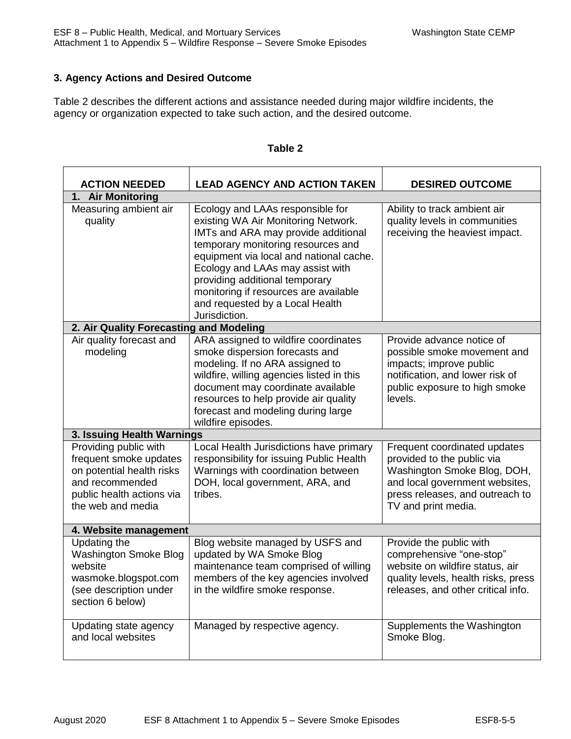## 3. Agency Actions and Desired Outcome

Table 2 describes the different actions and assistance needed during major wildfire incidents, the agency or organization expected to take such action, and the desired outcome.

**Table 2**

| ACTION NEEDED | LEAD AGENCY AND ACTION TAKEN | DESIRED OUTCOME |
|---|---|---|
| **1. Air Monitoring** | | |
| Measuring ambient air quality | Ecology and LAAs responsible for existing WA Air Monitoring Network. IMTs and ARA may provide additional temporary monitoring resources and equipment via local and national cache. Ecology and LAAs may assist with providing additional temporary monitoring if resources are available and requested by a Local Health Jurisdiction. | Ability to track ambient air quality levels in communities receiving the heaviest impact. |
| **2. Air Quality Forecasting and Modeling** | | |
| Air quality forecast and modeling | ARA assigned to wildfire coordinates smoke dispersion forecasts and modeling. If no ARA assigned to wildfire, willing agencies listed in this document may coordinate available resources to help provide air quality forecast and modeling during large wildfire episodes. | Provide advance notice of possible smoke movement and impacts; improve public notification, and lower risk of public exposure to high smoke levels. |
| **3. Issuing Health Warnings** | | |
| Providing public with frequent smoke updates on potential health risks and recommended public health actions via the web and media | Local Health Jurisdictions have primary responsibility for issuing Public Health Warnings with coordination between DOH, local government, ARA, and tribes. | Frequent coordinated updates provided to the public via Washington Smoke Blog, DOH, and local government websites, press releases, and outreach to TV and print media. |
| **4. Website management** | | |
| Updating the Washington Smoke Blog website wasmoke.blogspot.com (see description under section 6 below) | Blog website managed by USFS and updated by WA Smoke Blog maintenance team comprised of willing members of the key agencies involved in the wildfire smoke response. | Provide the public with comprehensive "one-stop" website on wildfire status, air quality levels, health risks, press releases, and other critical info. |
| Updating state agency and local websites | Managed by respective agency. | Supplements the Washington Smoke Blog. |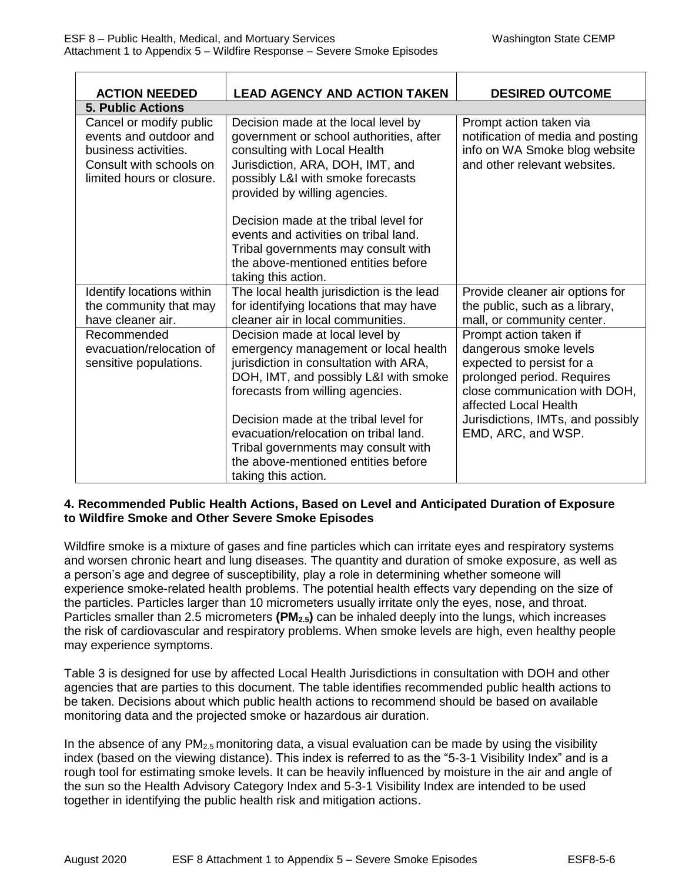| ACTION NEEDED | LEAD AGENCY AND ACTION TAKEN | DESIRED OUTCOME |
|---|---|---|
| **5. Public Actions** | | |
| Cancel or modify public events and outdoor and business activities. Consult with schools on limited hours or closure. | Decision made at the local level by government or school authorities, after consulting with Local Health Jurisdiction, ARA, DOH, IMT, and possibly L&I with smoke forecasts provided by willing agencies.<br><br>Decision made at the tribal level for events and activities on tribal land. Tribal governments may consult with the above-mentioned entities before taking this action. | Prompt action taken via notification of media and posting info on WA Smoke blog website and other relevant websites. |
| Identify locations within the community that may have cleaner air. | The local health jurisdiction is the lead for identifying locations that may have cleaner air in local communities. | Provide cleaner air options for the public, such as a library, mall, or community center. |
| Recommended evacuation/relocation of sensitive populations. | Decision made at local level by emergency management or local health jurisdiction in consultation with ARA, DOH, IMT, and possibly L&I with smoke forecasts from willing agencies.<br><br>Decision made at the tribal level for evacuation/relocation on tribal land. Tribal governments may consult with the above-mentioned entities before taking this action. | Prompt action taken if dangerous smoke levels expected to persist for a prolonged period. Requires close communication with DOH, affected Local Health Jurisdictions, IMTs, and possibly EMD, ARC, and WSP. |

**4. Recommended Public Health Actions, Based on Level and Anticipated Duration of Exposure to Wildfire Smoke and Other Severe Smoke Episodes**

Wildfire smoke is a mixture of gases and fine particles which can irritate eyes and respiratory systems and worsen chronic heart and lung diseases. The quantity and duration of smoke exposure, as well as a person's age and degree of susceptibility, play a role in determining whether someone will experience smoke-related health problems. The potential health effects vary depending on the size of the particles. Particles larger than 10 micrometers usually irritate only the eyes, nose, and throat. Particles smaller than 2.5 micrometers **($PM_{2.5}$)** can be inhaled deeply into the lungs, which increases the risk of cardiovascular and respiratory problems. When smoke levels are high, even healthy people may experience symptoms.

Table 3 is designed for use by affected Local Health Jurisdictions in consultation with DOH and other agencies that are parties to this document. The table identifies recommended public health actions to be taken. Decisions about which public health actions to recommend should be based on available monitoring data and the projected smoke or hazardous air duration.

In the absence of any $PM_{2.5}$ monitoring data, a visual evaluation can be made by using the visibility index (based on the viewing distance). This index is referred to as the "5-3-1 Visibility Index" and is a rough tool for estimating smoke levels. It can be heavily influenced by moisture in the air and angle of the sun so the Health Advisory Category Index and 5-3-1 Visibility Index are intended to be used together in identifying the public health risk and mitigation actions.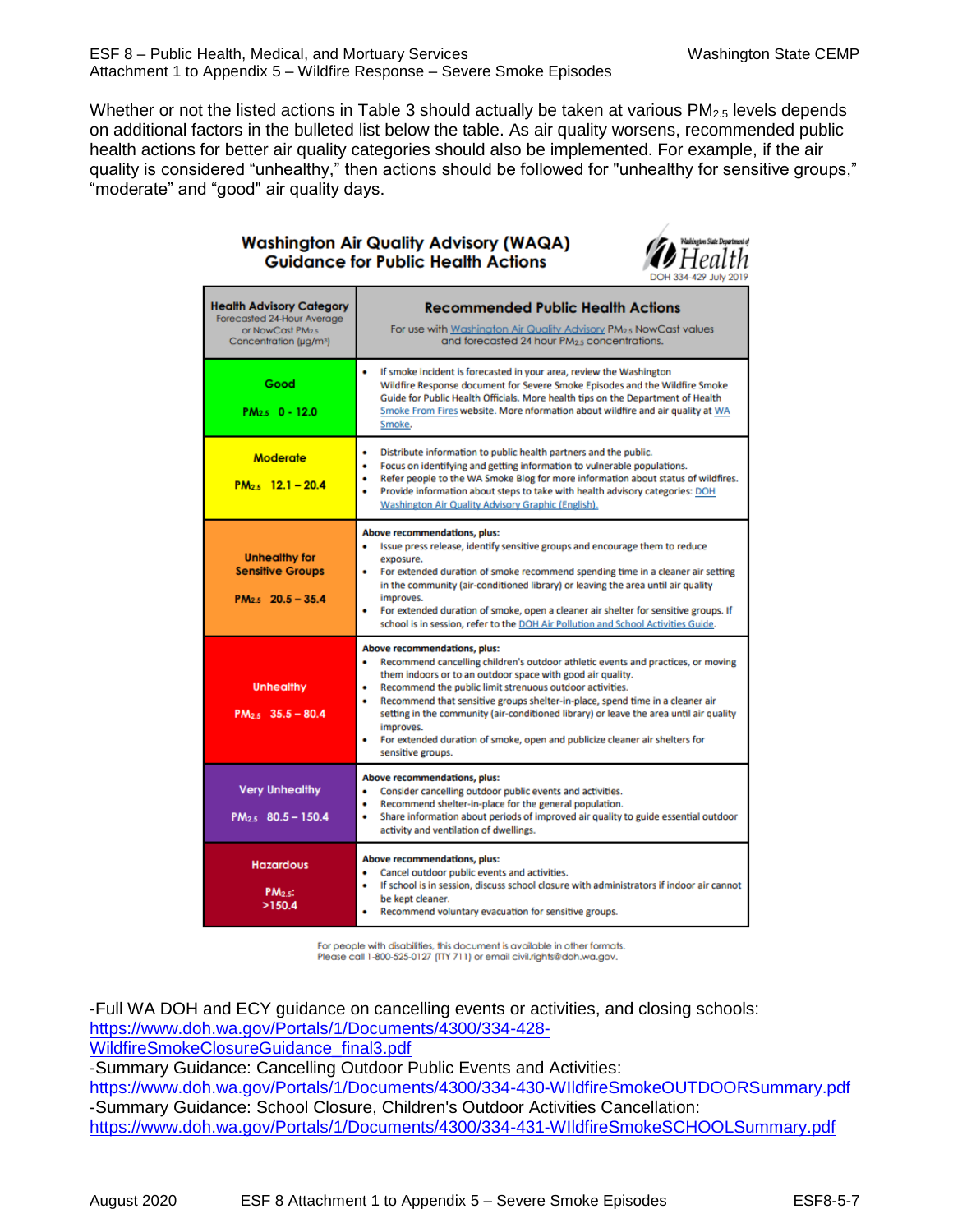Whether or not the listed actions in Table 3 should actually be taken at various $PM_{2.5}$ levels depends on additional factors in the bulleted list below the table. As air quality worsens, recommended public health actions for better air quality categories should also be implemented. For example, if the air quality is considered "unhealthy," then actions should be followed for "unhealthy for sensitive groups," "moderate" and "good" air quality days.

## Washington Air Quality Advisory (WAQA) Guidance for Public Health Actions

Washington State Department of Health
DOH 334-429 July 2019

| Health Advisory Category<br>Forecasted 24-Hour Average or NowCast $PM_{2.5}$ Concentration (μg/m³) | Recommended Public Health Actions<br>For use with Washington Air Quality Advisory $PM_{2.5}$ NowCast values and forecasted 24 hour $PM_{2.5}$ concentrations. |
|---|---|
| **Good**<br>$PM_{2.5}$ 0 - 12.0 | • If smoke incident is forecasted in your area, review the Washington Wildfire Response document for Severe Smoke Episodes and the Wildfire Smoke Guide for Public Health Officials. More health tips on the Department of Health Smoke From Fires website. More nformation about wildfire and air quality at WA Smoke. |
| **Moderate**<br>$PM_{2.5}$ 12.1 – 20.4 | • Distribute information to public health partners and the public.<br>• Focus on identifying and getting information to vulnerable populations.<br>• Refer people to the WA Smoke Blog for more information about status of wildfires.<br>• Provide information about steps to take with health advisory categories: DOH Washington Air Quality Advisory Graphic (English). |
| **Unhealthy for Sensitive Groups**<br>$PM_{2.5}$ 20.5 – 35.4 | **Above recommendations, plus:**<br>• Issue press release, identify sensitive groups and encourage them to reduce exposure.<br>• For extended duration of smoke recommend spending time in a cleaner air setting in the community (air-conditioned library) or leaving the area until air quality improves.<br>• For extended duration of smoke, open a cleaner air shelter for sensitive groups. If school is in session, refer to the DOH Air Pollution and School Activities Guide. |
| **Unhealthy**<br>$PM_{2.5}$ 35.5 – 80.4 | **Above recommendations, plus:**<br>• Recommend cancelling children's outdoor athletic events and practices, or moving them indoors or to an outdoor space with good air quality.<br>• Recommend the public limit strenuous outdoor activities.<br>• Recommend that sensitive groups shelter-in-place, spend time in a cleaner air setting in the community (air-conditioned library) or leave the area until air quality improves.<br>• For extended duration of smoke, open and publicize cleaner air shelters for sensitive groups. |
| **Very Unhealthy**<br>$PM_{2.5}$ 80.5 – 150.4 | **Above recommendations, plus:**<br>• Consider cancelling outdoor public events and activities.<br>• Recommend shelter-in-place for the general population.<br>• Share information about periods of improved air quality to guide essential outdoor activity and ventilation of dwellings. |
| **Hazardous**<br>$PM_{2.5}$: >150.4 | **Above recommendations, plus:**<br>• Cancel outdoor public events and activities.<br>• If school is in session, discuss school closure with administrators if indoor air cannot be kept cleaner.<br>• Recommend voluntary evacuation for sensitive groups. |

For people with disabilities, this document is available in other formats. Please call 1-800-525-0127 (TTY 711) or email civil.rights@doh.wa.gov.

-Full WA DOH and ECY guidance on cancelling events or activities, and closing schools: https://www.doh.wa.gov/Portals/1/Documents/4300/334-428-WildfireSmokeClosureGuidance_final3.pdf
-Summary Guidance: Cancelling Outdoor Public Events and Activities: https://www.doh.wa.gov/Portals/1/Documents/4300/334-430-WIldfireSmokeOUTDOORSummary.pdf
-Summary Guidance: School Closure, Children's Outdoor Activities Cancellation: https://www.doh.wa.gov/Portals/1/Documents/4300/334-431-WIldfireSmokeSCHOOLSummary.pdf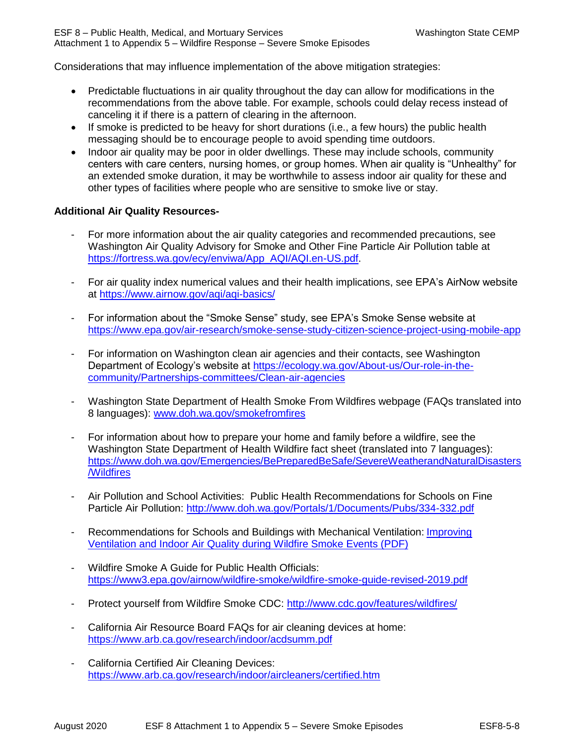Considerations that may influence implementation of the above mitigation strategies:

- Predictable fluctuations in air quality throughout the day can allow for modifications in the recommendations from the above table. For example, schools could delay recess instead of canceling it if there is a pattern of clearing in the afternoon.
- If smoke is predicted to be heavy for short durations (i.e., a few hours) the public health messaging should be to encourage people to avoid spending time outdoors.
- Indoor air quality may be poor in older dwellings. These may include schools, community centers with care centers, nursing homes, or group homes. When air quality is "Unhealthy" for an extended smoke duration, it may be worthwhile to assess indoor air quality for these and other types of facilities where people who are sensitive to smoke live or stay.

**Additional Air Quality Resources-**

- For more information about the air quality categories and recommended precautions, see Washington Air Quality Advisory for Smoke and Other Fine Particle Air Pollution table at https://fortress.wa.gov/ecy/enviwa/App_AQI/AQI.en-US.pdf.
- For air quality index numerical values and their health implications, see EPA's AirNow website at https://www.airnow.gov/aqi/aqi-basics/
- For information about the "Smoke Sense" study, see EPA's Smoke Sense website at https://www.epa.gov/air-research/smoke-sense-study-citizen-science-project-using-mobile-app
- For information on Washington clean air agencies and their contacts, see Washington Department of Ecology's website at https://ecology.wa.gov/About-us/Our-role-in-the-community/Partnerships-committees/Clean-air-agencies
- Washington State Department of Health Smoke From Wildfires webpage (FAQs translated into 8 languages): www.doh.wa.gov/smokefromfires
- For information about how to prepare your home and family before a wildfire, see the Washington State Department of Health Wildfire fact sheet (translated into 7 languages): https://www.doh.wa.gov/Emergencies/BePreparedBeSafe/SevereWeatherandNaturalDisasters/Wildfires
- Air Pollution and School Activities: Public Health Recommendations for Schools on Fine Particle Air Pollution: http://www.doh.wa.gov/Portals/1/Documents/Pubs/334-332.pdf
- Recommendations for Schools and Buildings with Mechanical Ventilation: Improving Ventilation and Indoor Air Quality during Wildfire Smoke Events (PDF)
- Wildfire Smoke A Guide for Public Health Officials: https://www3.epa.gov/airnow/wildfire-smoke/wildfire-smoke-guide-revised-2019.pdf
- Protect yourself from Wildfire Smoke CDC: http://www.cdc.gov/features/wildfires/
- California Air Resource Board FAQs for air cleaning devices at home: https://www.arb.ca.gov/research/indoor/acdsumm.pdf
- California Certified Air Cleaning Devices: https://www.arb.ca.gov/research/indoor/aircleaners/certified.htm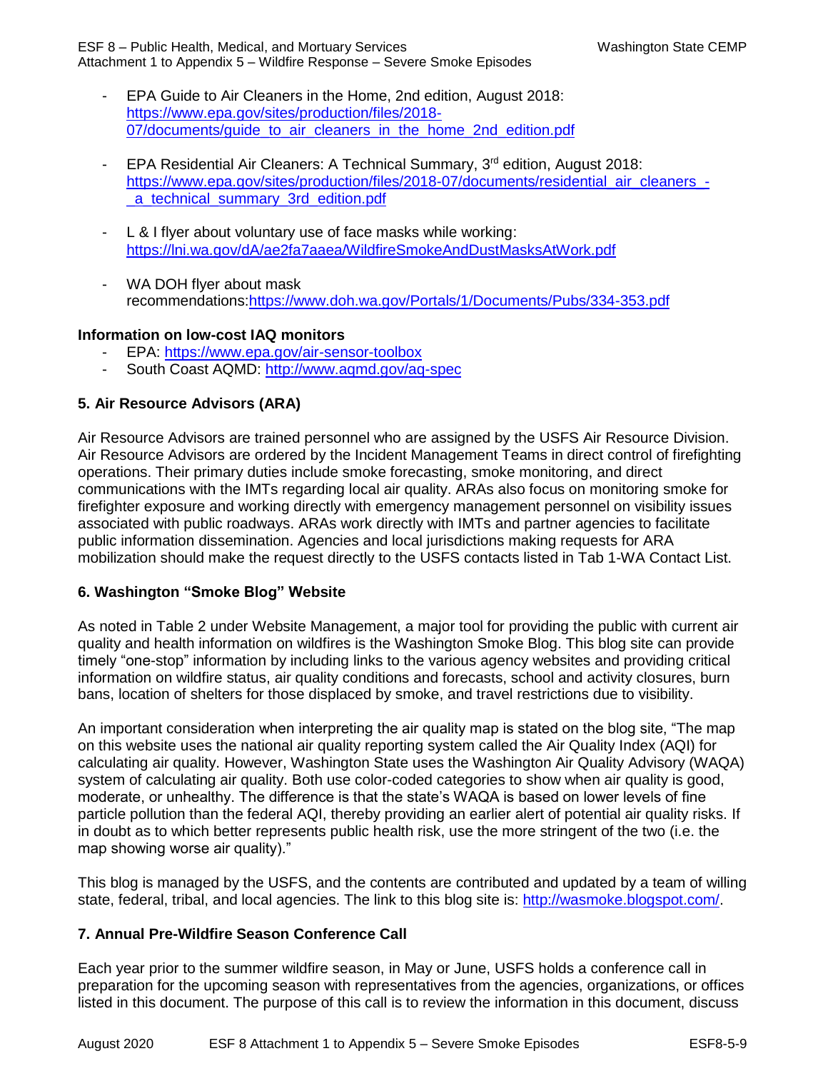- EPA Guide to Air Cleaners in the Home, 2nd edition, August 2018: https://www.epa.gov/sites/production/files/2018-07/documents/guide_to_air_cleaners_in_the_home_2nd_edition.pdf

- EPA Residential Air Cleaners: A Technical Summary, 3rd edition, August 2018: https://www.epa.gov/sites/production/files/2018-07/documents/residential_air_cleaners_-_a_technical_summary_3rd_edition.pdf

- L & I flyer about voluntary use of face masks while working: https://lni.wa.gov/dA/ae2fa7aaea/WildfireSmokeAndDustMasksAtWork.pdf

- WA DOH flyer about mask recommendations: https://www.doh.wa.gov/Portals/1/Documents/Pubs/334-353.pdf

**Information on low-cost IAQ monitors**

- EPA: https://www.epa.gov/air-sensor-toolbox
- South Coast AQMD: http://www.aqmd.gov/aq-spec

### 5. Air Resource Advisors (ARA)

Air Resource Advisors are trained personnel who are assigned by the USFS Air Resource Division. Air Resource Advisors are ordered by the Incident Management Teams in direct control of firefighting operations. Their primary duties include smoke forecasting, smoke monitoring, and direct communications with the IMTs regarding local air quality. ARAs also focus on monitoring smoke for firefighter exposure and working directly with emergency management personnel on visibility issues associated with public roadways. ARAs work directly with IMTs and partner agencies to facilitate public information dissemination. Agencies and local jurisdictions making requests for ARA mobilization should make the request directly to the USFS contacts listed in Tab 1-WA Contact List.

### 6. Washington "Smoke Blog" Website

As noted in Table 2 under Website Management, a major tool for providing the public with current air quality and health information on wildfires is the Washington Smoke Blog. This blog site can provide timely "one-stop" information by including links to the various agency websites and providing critical information on wildfire status, air quality conditions and forecasts, school and activity closures, burn bans, location of shelters for those displaced by smoke, and travel restrictions due to visibility.

An important consideration when interpreting the air quality map is stated on the blog site, "The map on this website uses the national air quality reporting system called the Air Quality Index (AQI) for calculating air quality. However, Washington State uses the Washington Air Quality Advisory (WAQA) system of calculating air quality. Both use color-coded categories to show when air quality is good, moderate, or unhealthy. The difference is that the state's WAQA is based on lower levels of fine particle pollution than the federal AQI, thereby providing an earlier alert of potential air quality risks. If in doubt as to which better represents public health risk, use the more stringent of the two (i.e. the map showing worse air quality)."

This blog is managed by the USFS, and the contents are contributed and updated by a team of willing state, federal, tribal, and local agencies. The link to this blog site is: http://wasmoke.blogspot.com/.

### 7. Annual Pre-Wildfire Season Conference Call

Each year prior to the summer wildfire season, in May or June, USFS holds a conference call in preparation for the upcoming season with representatives from the agencies, organizations, or offices listed in this document. The purpose of this call is to review the information in this document, discuss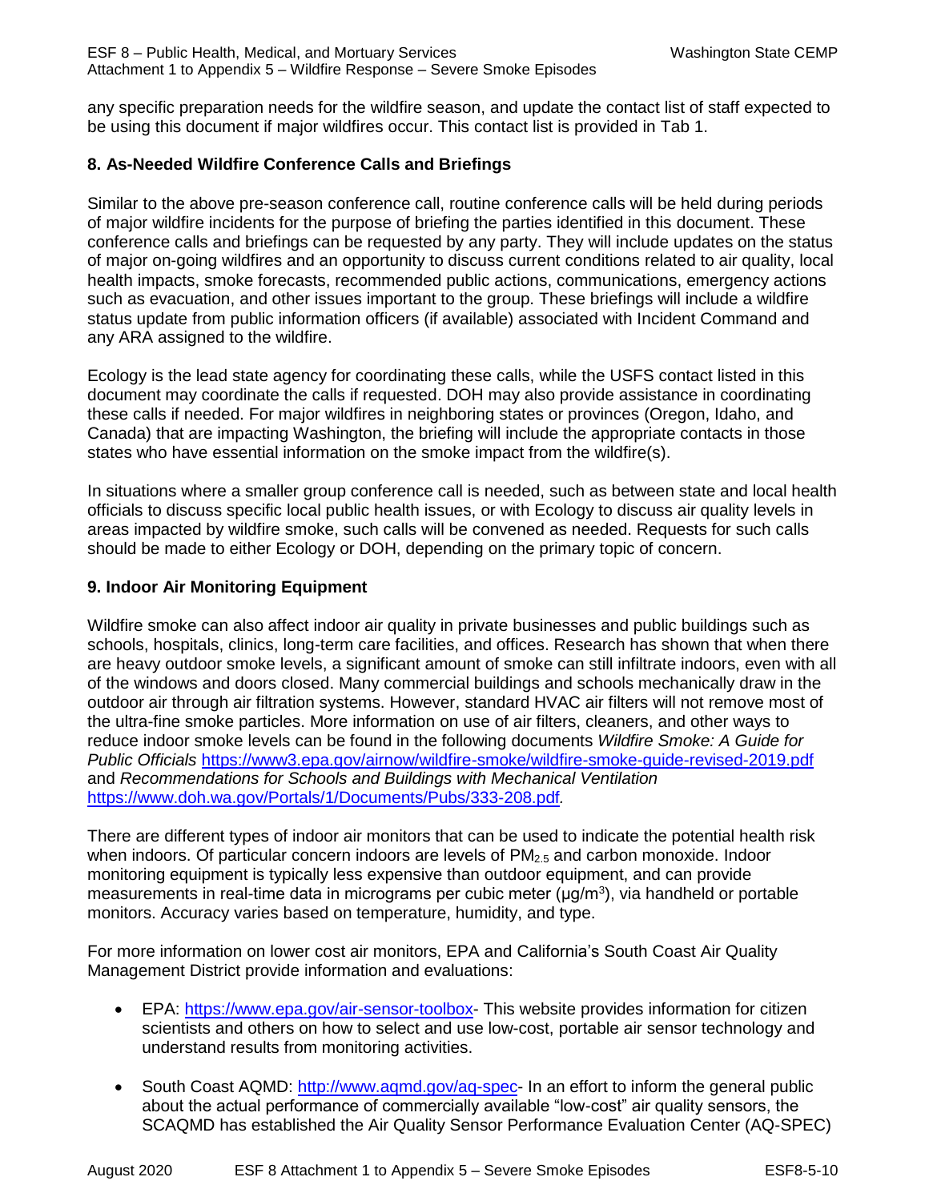any specific preparation needs for the wildfire season, and update the contact list of staff expected to be using this document if major wildfires occur. This contact list is provided in Tab 1.

### 8. As-Needed Wildfire Conference Calls and Briefings

Similar to the above pre-season conference call, routine conference calls will be held during periods of major wildfire incidents for the purpose of briefing the parties identified in this document. These conference calls and briefings can be requested by any party. They will include updates on the status of major on-going wildfires and an opportunity to discuss current conditions related to air quality, local health impacts, smoke forecasts, recommended public actions, communications, emergency actions such as evacuation, and other issues important to the group. These briefings will include a wildfire status update from public information officers (if available) associated with Incident Command and any ARA assigned to the wildfire.

Ecology is the lead state agency for coordinating these calls, while the USFS contact listed in this document may coordinate the calls if requested. DOH may also provide assistance in coordinating these calls if needed. For major wildfires in neighboring states or provinces (Oregon, Idaho, and Canada) that are impacting Washington, the briefing will include the appropriate contacts in those states who have essential information on the smoke impact from the wildfire(s).

In situations where a smaller group conference call is needed, such as between state and local health officials to discuss specific local public health issues, or with Ecology to discuss air quality levels in areas impacted by wildfire smoke, such calls will be convened as needed. Requests for such calls should be made to either Ecology or DOH, depending on the primary topic of concern.

### 9. Indoor Air Monitoring Equipment

Wildfire smoke can also affect indoor air quality in private businesses and public buildings such as schools, hospitals, clinics, long-term care facilities, and offices. Research has shown that when there are heavy outdoor smoke levels, a significant amount of smoke can still infiltrate indoors, even with all of the windows and doors closed. Many commercial buildings and schools mechanically draw in the outdoor air through air filtration systems. However, standard HVAC air filters will not remove most of the ultra-fine smoke particles. More information on use of air filters, cleaners, and other ways to reduce indoor smoke levels can be found in the following documents *Wildfire Smoke: A Guide for Public Officials* https://www3.epa.gov/airnow/wildfire-smoke/wildfire-smoke-guide-revised-2019.pdf and *Recommendations for Schools and Buildings with Mechanical Ventilation* https://www.doh.wa.gov/Portals/1/Documents/Pubs/333-208.pdf.

There are different types of indoor air monitors that can be used to indicate the potential health risk when indoors. Of particular concern indoors are levels of $PM_{2.5}$ and carbon monoxide. Indoor monitoring equipment is typically less expensive than outdoor equipment, and can provide measurements in real-time data in micrograms per cubic meter ($\mu g/m^3$), via handheld or portable monitors. Accuracy varies based on temperature, humidity, and type.

For more information on lower cost air monitors, EPA and California's South Coast Air Quality Management District provide information and evaluations:

- EPA: https://www.epa.gov/air-sensor-toolbox- This website provides information for citizen scientists and others on how to select and use low-cost, portable air sensor technology and understand results from monitoring activities.
- South Coast AQMD: http://www.aqmd.gov/aq-spec- In an effort to inform the general public about the actual performance of commercially available "low-cost" air quality sensors, the SCAQMD has established the Air Quality Sensor Performance Evaluation Center (AQ-SPEC)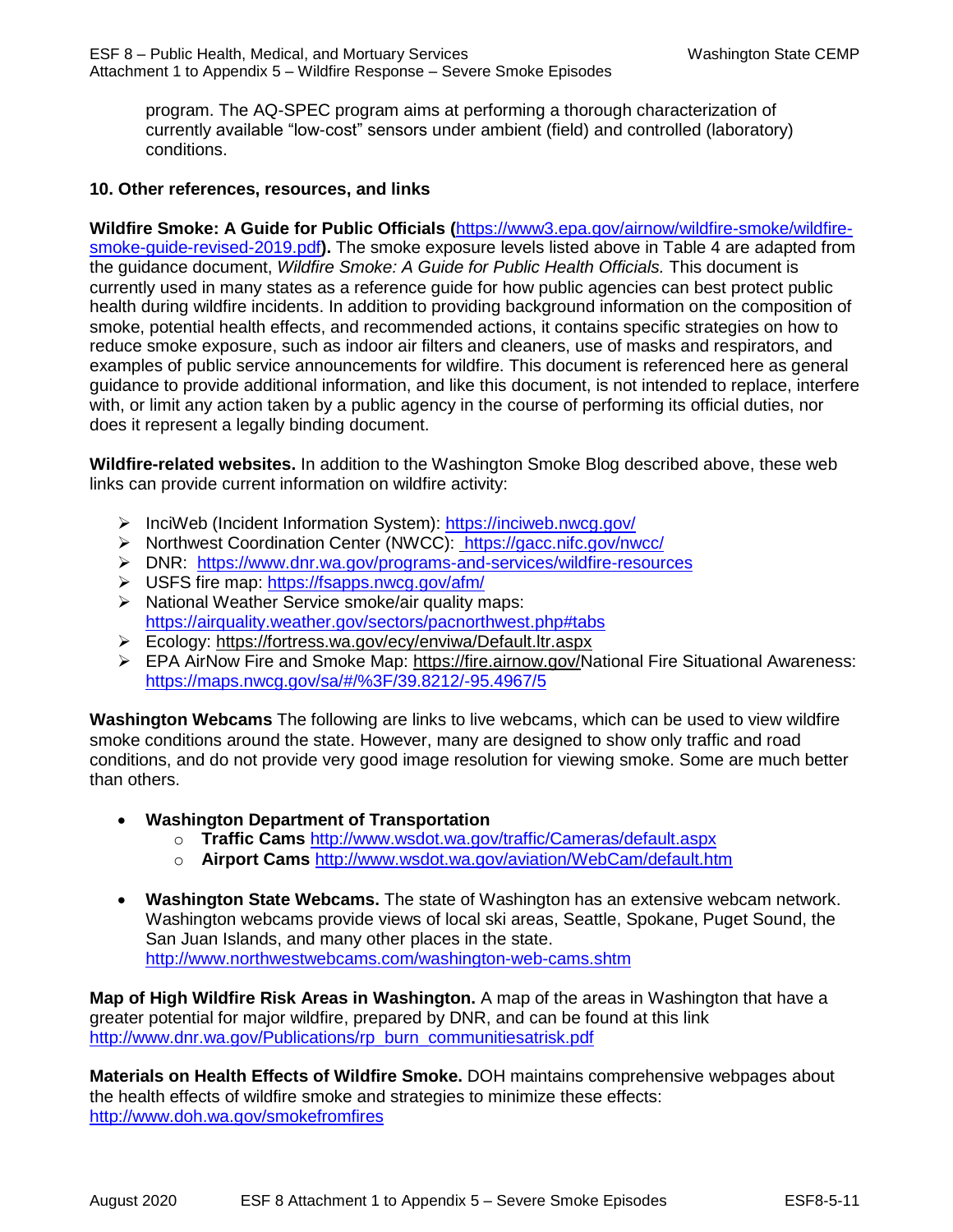program. The AQ-SPEC program aims at performing a thorough characterization of currently available “low-cost” sensors under ambient (field) and controlled (laboratory) conditions.

**10. Other references, resources, and links**

**Wildfire Smoke: A Guide for Public Officials (**https://www3.epa.gov/airnow/wildfire-smoke/wildfire-smoke-guide-revised-2019.pdf**).** The smoke exposure levels listed above in Table 4 are adapted from the guidance document, *Wildfire Smoke: A Guide for Public Health Officials.* This document is currently used in many states as a reference guide for how public agencies can best protect public health during wildfire incidents. In addition to providing background information on the composition of smoke, potential health effects, and recommended actions, it contains specific strategies on how to reduce smoke exposure, such as indoor air filters and cleaners, use of masks and respirators, and examples of public service announcements for wildfire. This document is referenced here as general guidance to provide additional information, and like this document, is not intended to replace, interfere with, or limit any action taken by a public agency in the course of performing its official duties, nor does it represent a legally binding document.

**Wildfire-related websites.** In addition to the Washington Smoke Blog described above, these web links can provide current information on wildfire activity:

- InciWeb (Incident Information System): https://inciweb.nwcg.gov/
- Northwest Coordination Center (NWCC): https://gacc.nifc.gov/nwcc/
- DNR: https://www.dnr.wa.gov/programs-and-services/wildfire-resources
- USFS fire map: https://fsapps.nwcg.gov/afm/
- National Weather Service smoke/air quality maps: https://airquality.weather.gov/sectors/pacnorthwest.php#tabs
- Ecology: https://fortress.wa.gov/ecy/enviwa/Default.ltr.aspx
- EPA AirNow Fire and Smoke Map: https://fire.airnow.gov/National Fire Situational Awareness: https://maps.nwcg.gov/sa/#/%3F/39.8212/-95.4967/5

**Washington Webcams** The following are links to live webcams, which can be used to view wildfire smoke conditions around the state. However, many are designed to show only traffic and road conditions, and do not provide very good image resolution for viewing smoke. Some are much better than others.

- **Washington Department of Transportation**
  - **Traffic Cams** http://www.wsdot.wa.gov/traffic/Cameras/default.aspx
  - **Airport Cams** http://www.wsdot.wa.gov/aviation/WebCam/default.htm

- **Washington State Webcams.** The state of Washington has an extensive webcam network. Washington webcams provide views of local ski areas, Seattle, Spokane, Puget Sound, the San Juan Islands, and many other places in the state. http://www.northwestwebcams.com/washington-web-cams.shtm

**Map of High Wildfire Risk Areas in Washington.** A map of the areas in Washington that have a greater potential for major wildfire, prepared by DNR, and can be found at this link http://www.dnr.wa.gov/Publications/rp_burn_communitiesatrisk.pdf

**Materials on Health Effects of Wildfire Smoke.** DOH maintains comprehensive webpages about the health effects of wildfire smoke and strategies to minimize these effects: http://www.doh.wa.gov/smokefromfires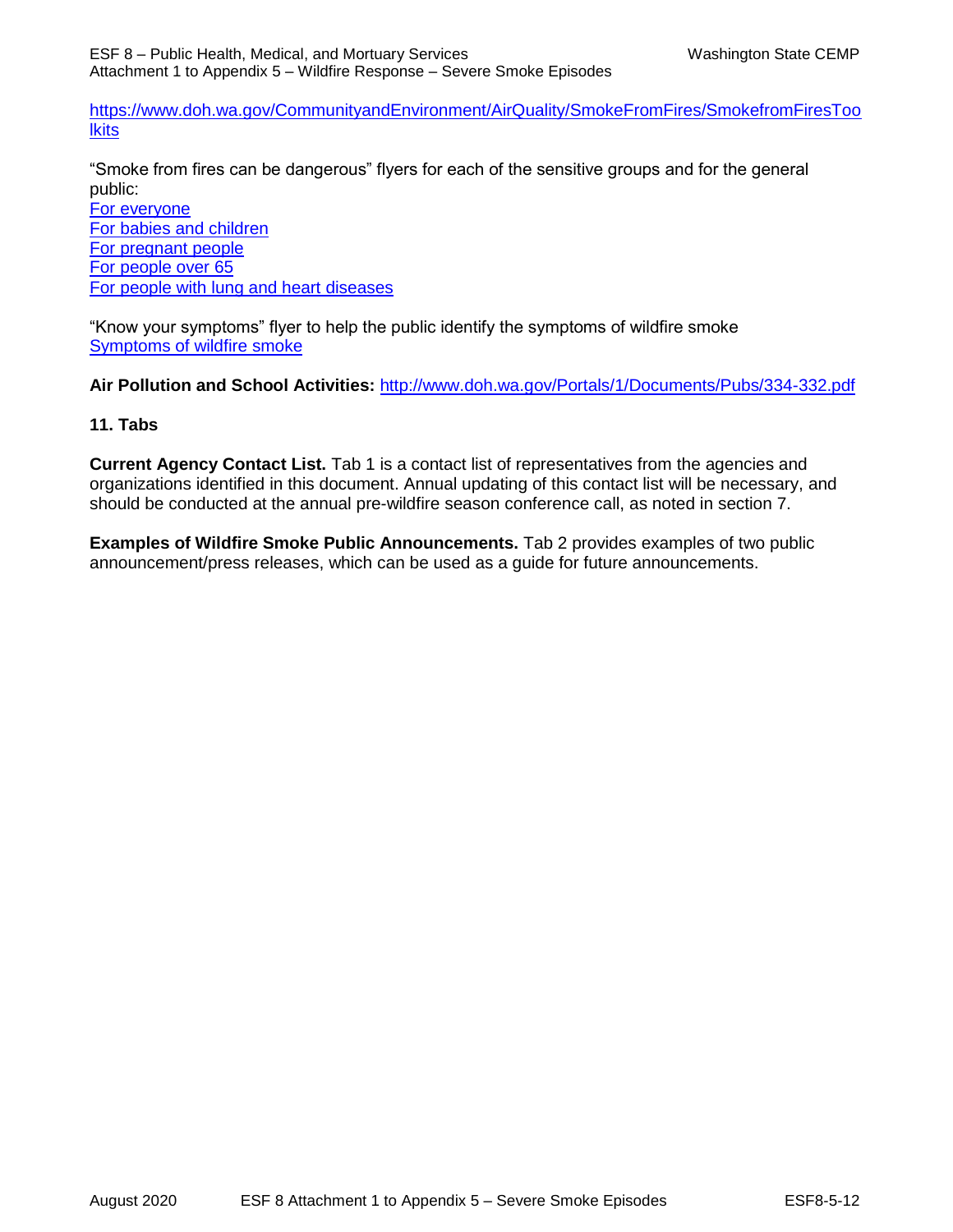https://www.doh.wa.gov/CommunityandEnvironment/AirQuality/SmokeFromFires/SmokefromFiresToolkits

"Smoke from fires can be dangerous" flyers for each of the sensitive groups and for the general public:
For everyone
For babies and children
For pregnant people
For people over 65
For people with lung and heart diseases

"Know your symptoms" flyer to help the public identify the symptoms of wildfire smoke
Symptoms of wildfire smoke

**Air Pollution and School Activities:** http://www.doh.wa.gov/Portals/1/Documents/Pubs/334-332.pdf

**11. Tabs**

**Current Agency Contact List.** Tab 1 is a contact list of representatives from the agencies and organizations identified in this document. Annual updating of this contact list will be necessary, and should be conducted at the annual pre-wildfire season conference call, as noted in section 7.

**Examples of Wildfire Smoke Public Announcements.** Tab 2 provides examples of two public announcement/press releases, which can be used as a guide for future announcements.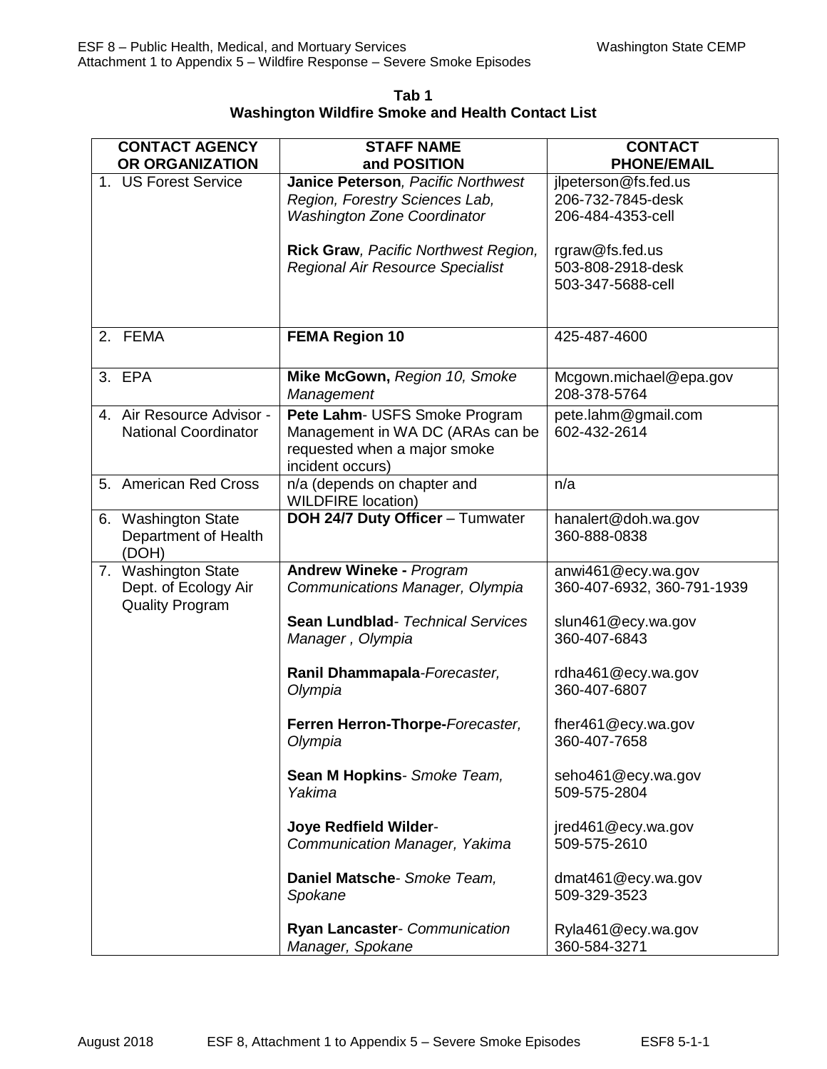**Tab 1**
**Washington Wildfire Smoke and Health Contact List**

| CONTACT AGENCY OR ORGANIZATION | STAFF NAME and POSITION | CONTACT PHONE/EMAIL |
|---|---|---|
| 1. US Forest Service | **Janice Peterson**, *Pacific Northwest Region, Forestry Sciences Lab, Washington Zone Coordinator*<br><br>**Rick Graw**, *Pacific Northwest Region, Regional Air Resource Specialist* | jlpeterson@fs.fed.us<br>206-732-7845-desk<br>206-484-4353-cell<br><br>rgraw@fs.fed.us<br>503-808-2918-desk<br>503-347-5688-cell |
| 2. FEMA | **FEMA Region 10** | 425-487-4600 |
| 3. EPA | **Mike McGown,** *Region 10, Smoke Management* | Mcgown.michael@epa.gov<br>208-378-5764 |
| 4. Air Resource Advisor - National Coordinator | **Pete Lahm**- USFS Smoke Program Management in WA DC (ARAs can be requested when a major smoke incident occurs) | pete.lahm@gmail.com<br>602-432-2614 |
| 5. American Red Cross | n/a (depends on chapter and WILDFIRE location) | n/a |
| 6. Washington State Department of Health (DOH) | **DOH 24/7 Duty Officer** – Tumwater | hanalert@doh.wa.gov<br>360-888-0838 |
| 7. Washington State Dept. of Ecology Air Quality Program | **Andrew Wineke -** *Program Communications Manager, Olympia*<br><br>**Sean Lundblad**- *Technical Services Manager , Olympia*<br><br>**Ranil Dhammapala**-*Forecaster, Olympia*<br><br>**Ferren Herron-Thorpe-***Forecaster, Olympia*<br><br>**Sean M Hopkins**- *Smoke Team, Yakima*<br><br>**Joye Redfield Wilder**-*Communication Manager, Yakima*<br><br>**Daniel Matsche**- *Smoke Team, Spokane*<br><br>**Ryan Lancaster**- *Communication Manager, Spokane* | anwi461@ecy.wa.gov<br>360-407-6932, 360-791-1939<br><br>slun461@ecy.wa.gov<br>360-407-6843<br><br>rdha461@ecy.wa.gov<br>360-407-6807<br><br>fher461@ecy.wa.gov<br>360-407-7658<br><br>seho461@ecy.wa.gov<br>509-575-2804<br><br>jred461@ecy.wa.gov<br>509-575-2610<br><br>dmat461@ecy.wa.gov<br>509-329-3523<br><br>Ryla461@ecy.wa.gov<br>360-584-3271 |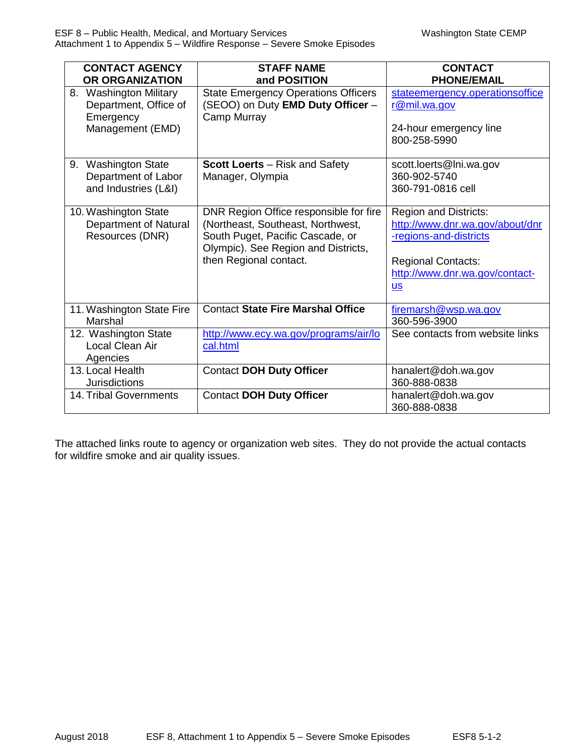| CONTACT AGENCY OR ORGANIZATION | STAFF NAME and POSITION | CONTACT PHONE/EMAIL |
|---|---|---|
| 8. Washington Military Department, Office of Emergency Management (EMD) | State Emergency Operations Officers (SEOO) on Duty **EMD Duty Officer** – Camp Murray | stateemergency.operationsofficer@mil.wa.gov<br><br>24-hour emergency line 800-258-5990 |
| 9. Washington State Department of Labor and Industries (L&I) | **Scott Loerts** – Risk and Safety Manager, Olympia | scott.loerts@lni.wa.gov<br>360-902-5740<br>360-791-0816 cell |
| 10. Washington State Department of Natural Resources (DNR) | DNR Region Office responsible for fire (Northeast, Southeast, Northwest, South Puget, Pacific Cascade, or Olympic). See Region and Districts, then Regional contact. | Region and Districts: http://www.dnr.wa.gov/about/dnr-regions-and-districts<br><br>Regional Contacts: http://www.dnr.wa.gov/contact-us |
| 11. Washington State Fire Marshal | Contact **State Fire Marshal Office** | firemarsh@wsp.wa.gov<br>360-596-3900 |
| 12. Washington State Local Clean Air Agencies | http://www.ecy.wa.gov/programs/air/local.html | See contacts from website links |
| 13. Local Health Jurisdictions | Contact **DOH Duty Officer** | hanalert@doh.wa.gov<br>360-888-0838 |
| 14. Tribal Governments | Contact **DOH Duty Officer** | hanalert@doh.wa.gov<br>360-888-0838 |

The attached links route to agency or organization web sites. They do not provide the actual contacts for wildfire smoke and air quality issues.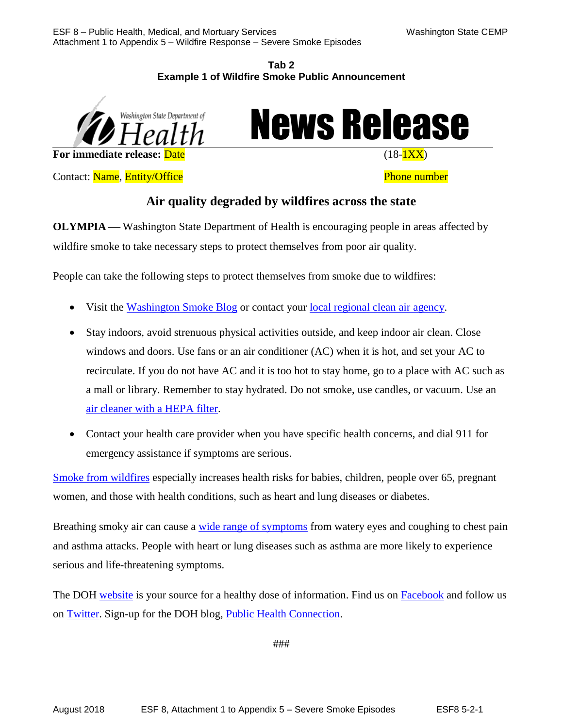**Tab 2**
**Example 1 of Wildfire Smoke Public Announcement**

Washington State Department of Health

# News Release

**For immediate release:** Date (18-1XX)

Contact: Name, Entity/Office Phone number

## Air quality degraded by wildfires across the state

**OLYMPIA** — Washington State Department of Health is encouraging people in areas affected by wildfire smoke to take necessary steps to protect themselves from poor air quality.

People can take the following steps to protect themselves from smoke due to wildfires:

- Visit the Washington Smoke Blog or contact your local regional clean air agency.
- Stay indoors, avoid strenuous physical activities outside, and keep indoor air clean. Close windows and doors. Use fans or an air conditioner (AC) when it is hot, and set your AC to recirculate. If you do not have AC and it is too hot to stay home, go to a place with AC such as a mall or library. Remember to stay hydrated. Do not smoke, use candles, or vacuum. Use an air cleaner with a HEPA filter.
- Contact your health care provider when you have specific health concerns, and dial 911 for emergency assistance if symptoms are serious.

Smoke from wildfires especially increases health risks for babies, children, people over 65, pregnant women, and those with health conditions, such as heart and lung diseases or diabetes.

Breathing smoky air can cause a wide range of symptoms from watery eyes and coughing to chest pain and asthma attacks. People with heart or lung diseases such as asthma are more likely to experience serious and life-threatening symptoms.

The DOH website is your source for a healthy dose of information. Find us on Facebook and follow us on Twitter. Sign-up for the DOH blog, Public Health Connection.

###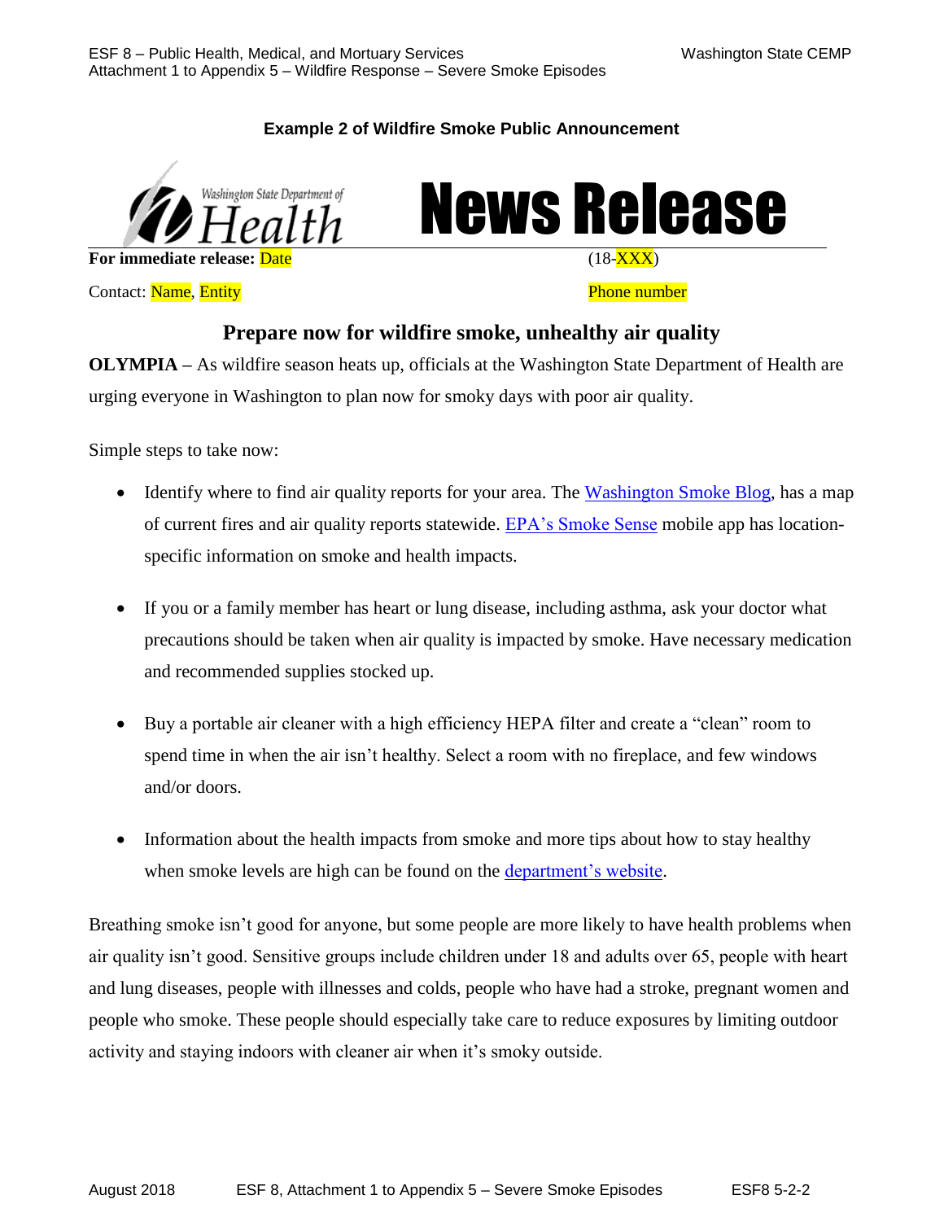**Example 2 of Wildfire Smoke Public Announcement**

Washington State Department of Health

# News Release

**For immediate release:** Date (18-XXX)

Contact: Name, Entity Phone number

## Prepare now for wildfire smoke, unhealthy air quality

**OLYMPIA** – As wildfire season heats up, officials at the Washington State Department of Health are urging everyone in Washington to plan now for smoky days with poor air quality.

Simple steps to take now:

- Identify where to find air quality reports for your area. The Washington Smoke Blog, has a map of current fires and air quality reports statewide. EPA's Smoke Sense mobile app has location-specific information on smoke and health impacts.
- If you or a family member has heart or lung disease, including asthma, ask your doctor what precautions should be taken when air quality is impacted by smoke. Have necessary medication and recommended supplies stocked up.
- Buy a portable air cleaner with a high efficiency HEPA filter and create a "clean" room to spend time in when the air isn't healthy. Select a room with no fireplace, and few windows and/or doors.
- Information about the health impacts from smoke and more tips about how to stay healthy when smoke levels are high can be found on the department's website.

Breathing smoke isn't good for anyone, but some people are more likely to have health problems when air quality isn't good. Sensitive groups include children under 18 and adults over 65, people with heart and lung diseases, people with illnesses and colds, people who have had a stroke, pregnant women and people who smoke. These people should especially take care to reduce exposures by limiting outdoor activity and staying indoors with cleaner air when it's smoky outside.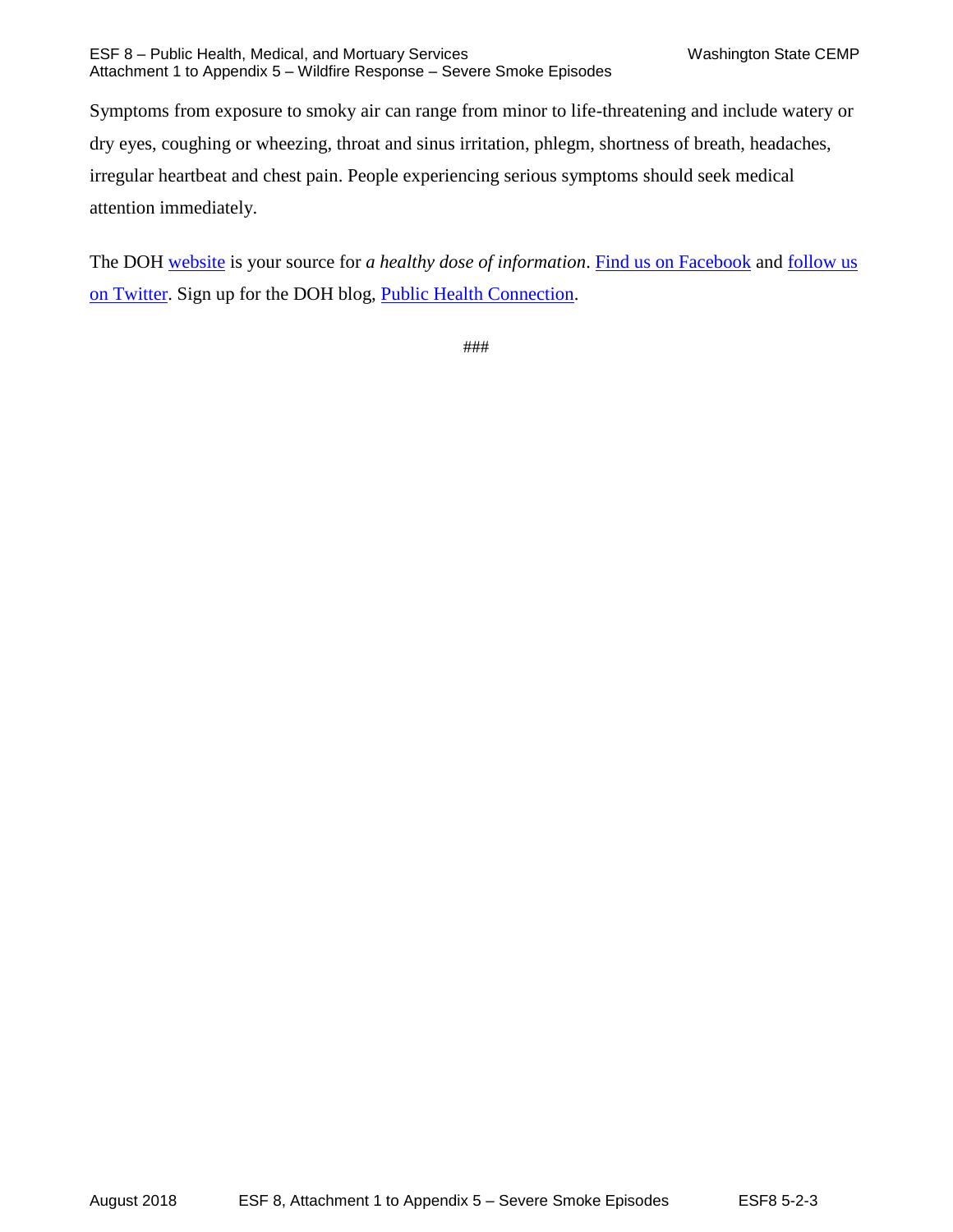Symptoms from exposure to smoky air can range from minor to life-threatening and include watery or dry eyes, coughing or wheezing, throat and sinus irritation, phlegm, shortness of breath, headaches, irregular heartbeat and chest pain. People experiencing serious symptoms should seek medical attention immediately.

The DOH website is your source for *a healthy dose of information*. Find us on Facebook and follow us on Twitter. Sign up for the DOH blog, Public Health Connection.

###